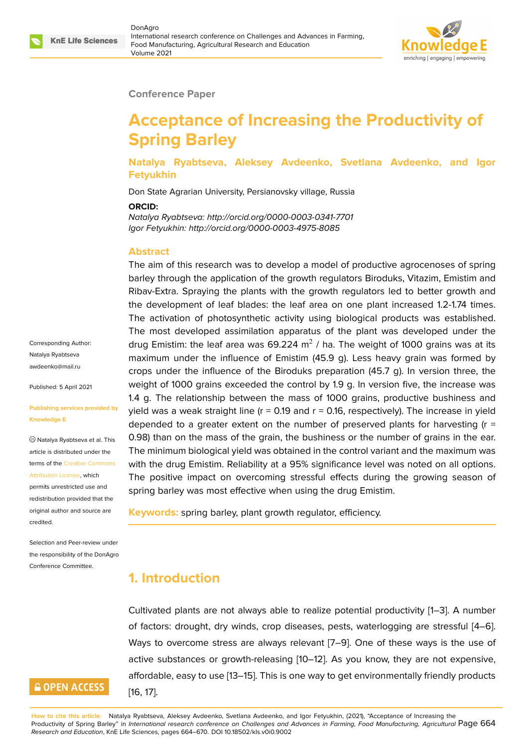Conference Paper

# Acceptance of Increasing the Productivity of Spring Barley

**Natalya Ryabtseva, Aleksey Avdeenko, Svetlana Avdeenko, and Igor Fetyukhin**

Don State Agrarian University, Persianovsky village, Russia

**ORCID:**

*Natalya Ryabtseva: http://orcid.org/0000-0003-0341-7701*
*Igor Fetyukhin: http://orcid.org/0000-0003-4975-8085*

Corresponding Author: Natalya Ryabtseva awdeenko@mail.ru

Published: 5 April 2021

Publishing services provided by Knowledge E

© Natalya Ryabtseva et al. This article is distributed under the terms of the Creative Commons Attribution License, which permits unrestricted use and redistribution provided that the original author and source are credited.

Selection and Peer-review under the responsibility of the DonAgro Conference Committee.

## Abstract

The aim of this research was to develop a model of productive agrocenoses of spring barley through the application of the growth regulators Biroduks, Vitazim, Emistim and Ribav-Extra. Spraying the plants with the growth regulators led to better growth and the development of leaf blades: the leaf area on one plant increased 1.2-1.74 times. The activation of photosynthetic activity using biological products was established. The most developed assimilation apparatus of the plant was developed under the drug Emistim: the leaf area was 69.224 $m^2$ / ha. The weight of 1000 grains was at its maximum under the influence of Emistim (45.9 g). Less heavy grain was formed by crops under the influence of the Biroduks preparation (45.7 g). In version three, the weight of 1000 grains exceeded the control by 1.9 g. In version five, the increase was 1.4 g. The relationship between the mass of 1000 grains, productive bushiness and yield was a weak straight line (r = 0.19 and r = 0.16, respectively). The increase in yield depended to a greater extent on the number of preserved plants for harvesting (r = 0.98) than on the mass of the grain, the bushiness or the number of grains in the ear. The minimum biological yield was obtained in the control variant and the maximum was with the drug Emistim. Reliability at a 95% significance level was noted on all options. The positive impact on overcoming stressful effects during the growing season of spring barley was most effective when using the drug Emistim.

**Keywords:** spring barley, plant growth regulator, efficiency.

## 1. Introduction

Cultivated plants are not always able to realize potential productivity [1–3]. A number of factors: drought, dry winds, crop diseases, pests, waterlogging are stressful [4–6]. Ways to overcome stress are always relevant [7–9]. One of these ways is the use of active substances or growth-releasing [10–12]. As you know, they are not expensive, affordable, easy to use [13–15]. This is one way to get environmentally friendly products [16, 17].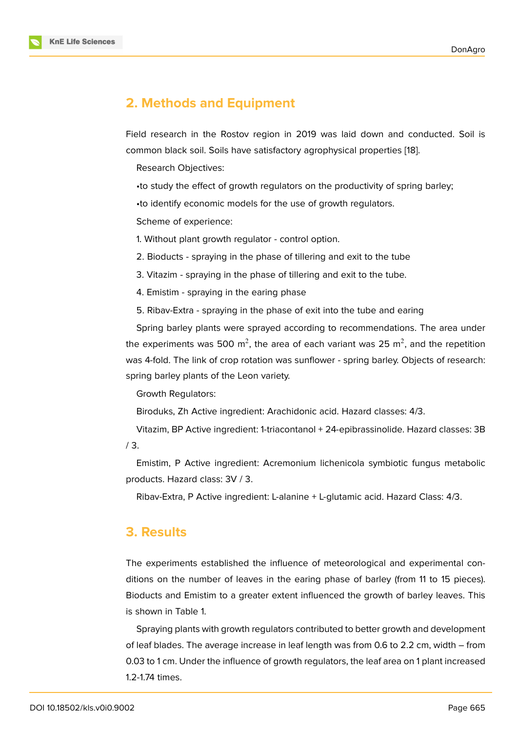## 2. Methods and Equipment

Field research in the Rostov region in 2019 was laid down and conducted. Soil is common black soil. Soils have satisfactory agrophysical properties [18].

Research Objectives:

•to study the effect of growth regulators on the productivity of spring barley;

•to identify economic models for the use of growth regulators.

Scheme of experience:

1. Without plant growth regulator - control option.
2. Bioducts - spraying in the phase of tillering and exit to the tube
3. Vitazim - spraying in the phase of tillering and exit to the tube.
4. Emistim - spraying in the earing phase
5. Ribav-Extra - spraying in the phase of exit into the tube and earing

Spring barley plants were sprayed according to recommendations. The area under the experiments was 500 $m^2$, the area of each variant was 25 $m^2$, and the repetition was 4-fold. The link of crop rotation was sunflower - spring barley. Objects of research: spring barley plants of the Leon variety.

Growth Regulators:

Biroduks, Zh Active ingredient: Arachidonic acid. Hazard classes: 4/3.

Vitazim, BP Active ingredient: 1-triacontanol + 24-epibrassinolide. Hazard classes: 3B / 3.

Emistim, P Active ingredient: Acremonium lichenicola symbiotic fungus metabolic products. Hazard class: 3V / 3.

Ribav-Extra, P Active ingredient: L-alanine + L-glutamic acid. Hazard Class: 4/3.

## 3. Results

The experiments established the influence of meteorological and experimental conditions on the number of leaves in the earing phase of barley (from 11 to 15 pieces). Bioducts and Emistim to a greater extent influenced the growth of barley leaves. This is shown in Table 1.

Spraying plants with growth regulators contributed to better growth and development of leaf blades. The average increase in leaf length was from 0.6 to 2.2 cm, width – from 0.03 to 1 cm. Under the influence of growth regulators, the leaf area on 1 plant increased 1.2-1.74 times.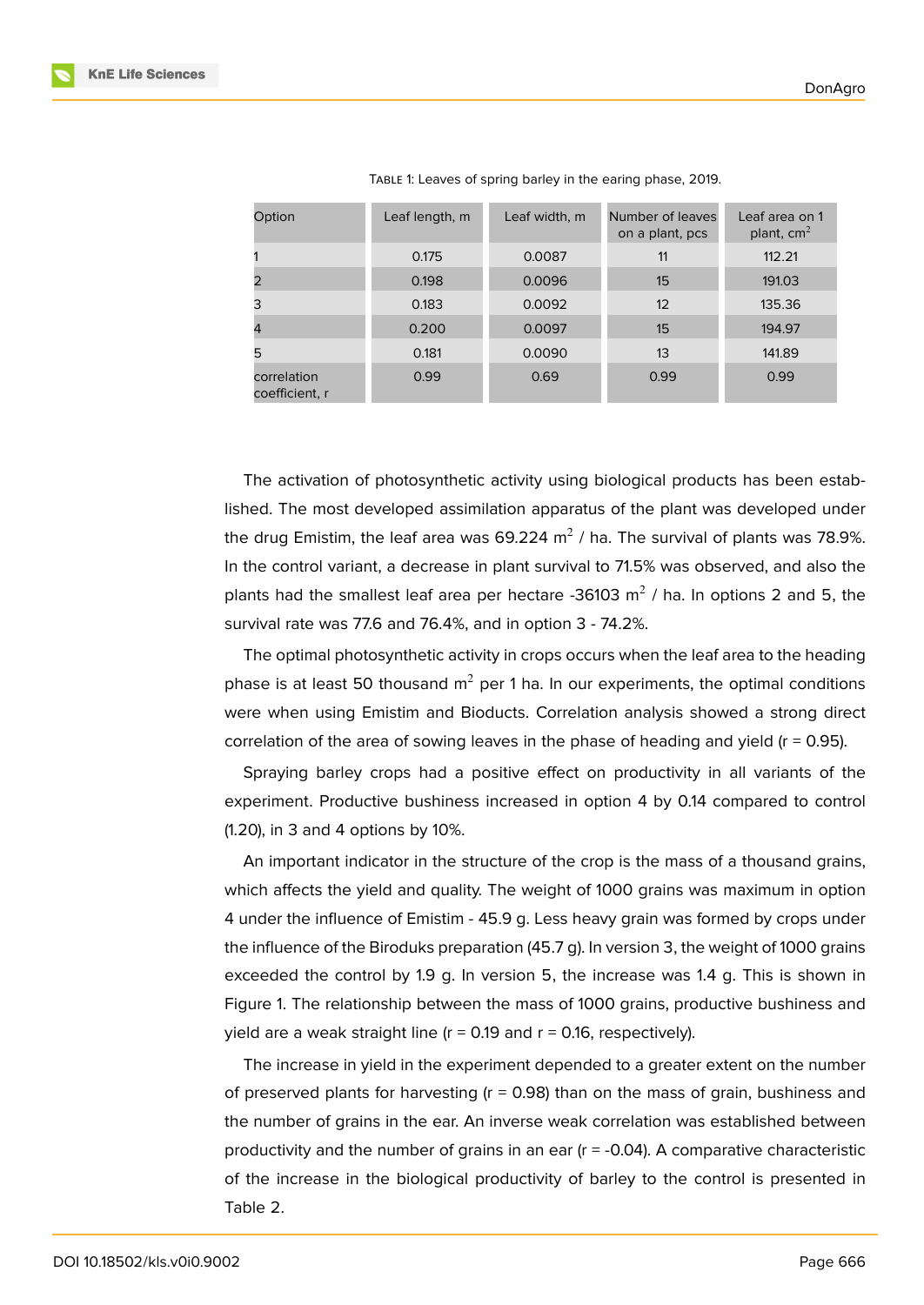Table 1: Leaves of spring barley in the earing phase, 2019.

| Option | Leaf length, m | Leaf width, m | Number of leaves on a plant, pcs | Leaf area on 1 plant, $cm^2$ |
|---|---|---|---|---|
| 1 | 0.175 | 0.0087 | 11 | 112.21 |
| 2 | 0.198 | 0.0096 | 15 | 191.03 |
| 3 | 0.183 | 0.0092 | 12 | 135.36 |
| 4 | 0.200 | 0.0097 | 15 | 194.97 |
| 5 | 0.181 | 0.0090 | 13 | 141.89 |
| correlation coefficient, r | 0.99 | 0.69 | 0.99 | 0.99 |

The activation of photosynthetic activity using biological products has been established. The most developed assimilation apparatus of the plant was developed under the drug Emistim, the leaf area was 69.224 $m^2$ / ha. The survival of plants was 78.9%. In the control variant, a decrease in plant survival to 71.5% was observed, and also the plants had the smallest leaf area per hectare -36103 $m^2$ / ha. In options 2 and 5, the survival rate was 77.6 and 76.4%, and in option 3 - 74.2%.

The optimal photosynthetic activity in crops occurs when the leaf area to the heading phase is at least 50 thousand $m^2$ per 1 ha. In our experiments, the optimal conditions were when using Emistim and Bioducts. Correlation analysis showed a strong direct correlation of the area of sowing leaves in the phase of heading and yield (r = 0.95).

Spraying barley crops had a positive effect on productivity in all variants of the experiment. Productive bushiness increased in option 4 by 0.14 compared to control (1.20), in 3 and 4 options by 10%.

An important indicator in the structure of the crop is the mass of a thousand grains, which affects the yield and quality. The weight of 1000 grains was maximum in option 4 under the influence of Emistim - 45.9 g. Less heavy grain was formed by crops under the influence of the Biroduks preparation (45.7 g). In version 3, the weight of 1000 grains exceeded the control by 1.9 g. In version 5, the increase was 1.4 g. This is shown in Figure 1. The relationship between the mass of 1000 grains, productive bushiness and yield are a weak straight line (r = 0.19 and r = 0.16, respectively).

The increase in yield in the experiment depended to a greater extent on the number of preserved plants for harvesting (r = 0.98) than on the mass of grain, bushiness and the number of grains in the ear. An inverse weak correlation was established between productivity and the number of grains in an ear (r = -0.04). A comparative characteristic of the increase in the biological productivity of barley to the control is presented in Table 2.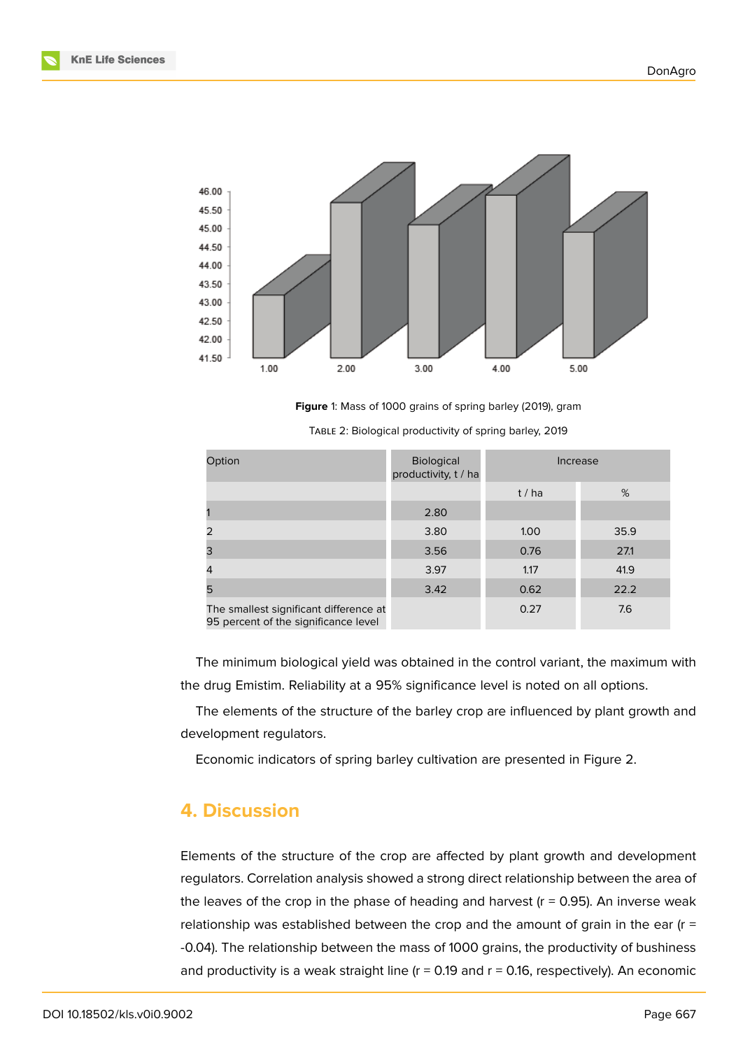**Figure** 1: Mass of 1000 grains of spring barley (2019), gram

Table 2: Biological productivity of spring barley, 2019

| Option | Biological productivity, t / ha | Increase | |
|---|---|---|---|
| | | t / ha | % |
| 1 | 2.80 | | |
| 2 | 3.80 | 1.00 | 35.9 |
| 3 | 3.56 | 0.76 | 27.1 |
| 4 | 3.97 | 1.17 | 41.9 |
| 5 | 3.42 | 0.62 | 22.2 |
| The smallest significant difference at 95 percent of the significance level | | 0.27 | 7.6 |

The minimum biological yield was obtained in the control variant, the maximum with the drug Emistim. Reliability at a 95% significance level is noted on all options.

The elements of the structure of the barley crop are influenced by plant growth and development regulators.

Economic indicators of spring barley cultivation are presented in Figure 2.

## 4. Discussion

Elements of the structure of the crop are affected by plant growth and development regulators. Correlation analysis showed a strong direct relationship between the area of the leaves of the crop in the phase of heading and harvest ($r = 0.95$). An inverse weak relationship was established between the crop and the amount of grain in the ear ($r = -0.04$). The relationship between the mass of 1000 grains, the productivity of bushiness and productivity is a weak straight line ($r = 0.19$ and $r = 0.16$, respectively). An economic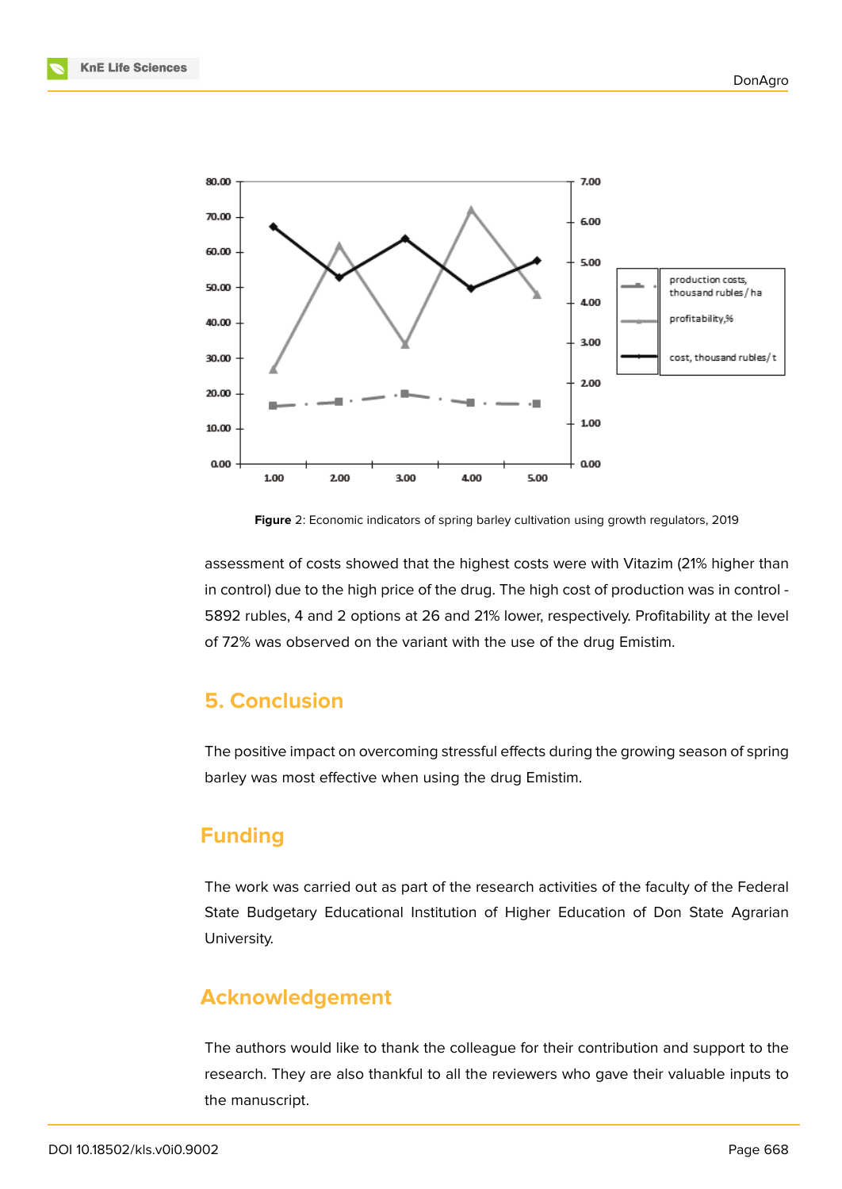Figure 2: Economic indicators of spring barley cultivation using growth regulators, 2019

assessment of costs showed that the highest costs were with Vitazim (21% higher than in control) due to the high price of the drug. The high cost of production was in control - 5892 rubles, 4 and 2 options at 26 and 21% lower, respectively. Profitability at the level of 72% was observed on the variant with the use of the drug Emistim.

## 5. Conclusion

The positive impact on overcoming stressful effects during the growing season of spring barley was most effective when using the drug Emistim.

## Funding

The work was carried out as part of the research activities of the faculty of the Federal State Budgetary Educational Institution of Higher Education of Don State Agrarian University.

## Acknowledgement

The authors would like to thank the colleague for their contribution and support to the research. They are also thankful to all the reviewers who gave their valuable inputs to the manuscript.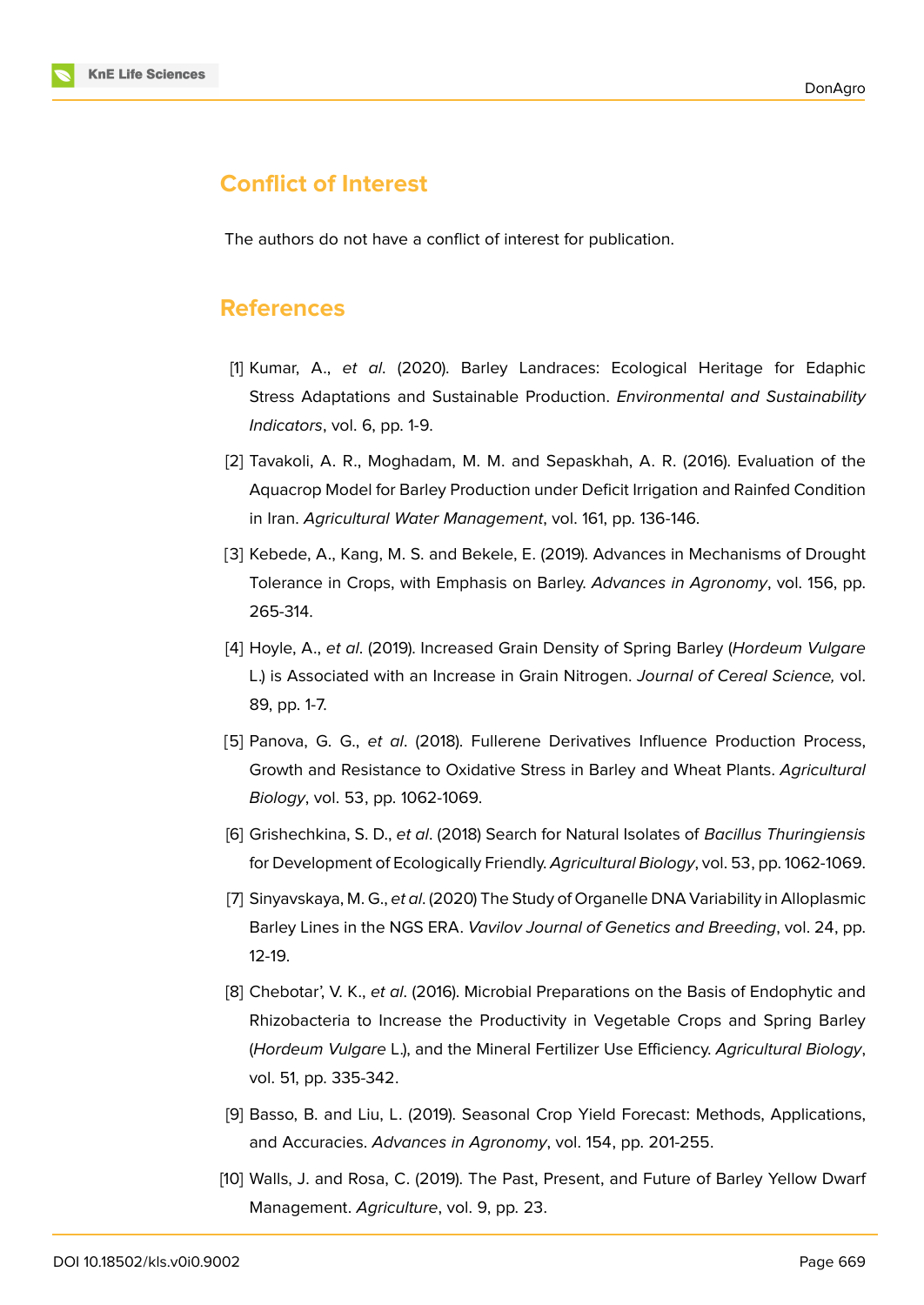## Conflict of Interest

The authors do not have a conflict of interest for publication.

## References

[1] Kumar, A., *et al*. (2020). Barley Landraces: Ecological Heritage for Edaphic Stress Adaptations and Sustainable Production. *Environmental and Sustainability Indicators*, vol. 6, pp. 1-9.

[2] Tavakoli, A. R., Moghadam, M. M. and Sepaskhah, A. R. (2016). Evaluation of the Aquacrop Model for Barley Production under Deficit Irrigation and Rainfed Condition in Iran. *Agricultural Water Management*, vol. 161, pp. 136-146.

[3] Kebede, A., Kang, M. S. and Bekele, E. (2019). Advances in Mechanisms of Drought Tolerance in Crops, with Emphasis on Barley. *Advances in Agronomy*, vol. 156, pp. 265-314.

[4] Hoyle, A., *et al*. (2019). Increased Grain Density of Spring Barley (*Hordeum Vulgare* L.) is Associated with an Increase in Grain Nitrogen. *Journal of Cereal Science,* vol. 89, pp. 1-7.

[5] Panova, G. G., *et al*. (2018). Fullerene Derivatives Influence Production Process, Growth and Resistance to Oxidative Stress in Barley and Wheat Plants. *Agricultural Biology*, vol. 53, pp. 1062-1069.

[6] Grishechkina, S. D., *et al*. (2018) Search for Natural Isolates of *Bacillus Thuringiensis* for Development of Ecologically Friendly. *Agricultural Biology*, vol. 53, pp. 1062-1069.

[7] Sinyavskaya, M. G., *et al*. (2020) The Study of Organelle DNA Variability in Alloplasmic Barley Lines in the NGS ERA. *Vavilov Journal of Genetics and Breeding*, vol. 24, pp. 12-19.

[8] Chebotar', V. K., *et al*. (2016). Microbial Preparations on the Basis of Endophytic and Rhizobacteria to Increase the Productivity in Vegetable Crops and Spring Barley (*Hordeum Vulgare* L.), and the Mineral Fertilizer Use Efficiency. *Agricultural Biology*, vol. 51, pp. 335-342.

[9] Basso, B. and Liu, L. (2019). Seasonal Crop Yield Forecast: Methods, Applications, and Accuracies. *Advances in Agronomy*, vol. 154, pp. 201-255.

[10] Walls, J. and Rosa, C. (2019). The Past, Present, and Future of Barley Yellow Dwarf Management. *Agriculture*, vol. 9, pp. 23.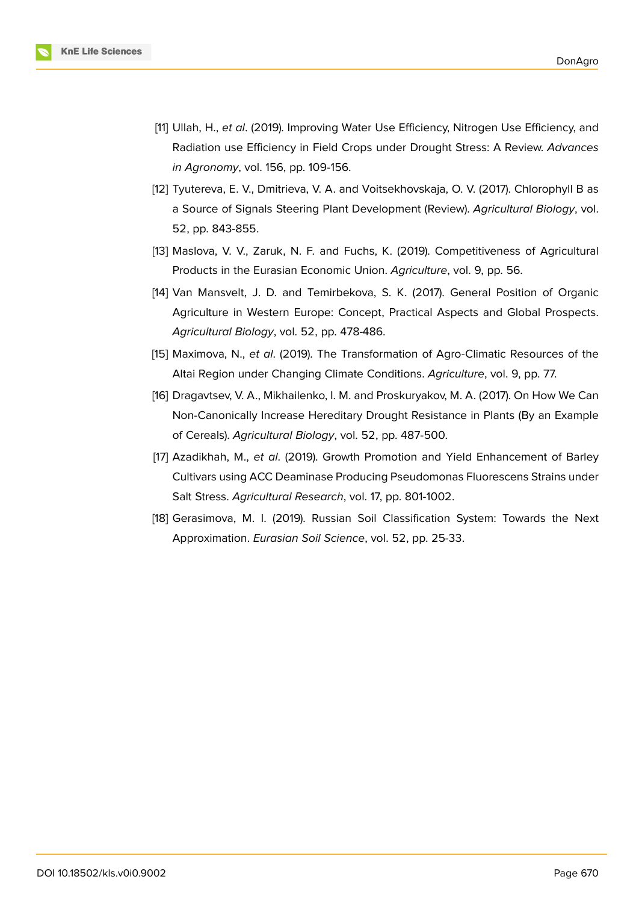[11] Ullah, H., *et al*. (2019). Improving Water Use Efficiency, Nitrogen Use Efficiency, and Radiation use Efficiency in Field Crops under Drought Stress: A Review. *Advances in Agronomy*, vol. 156, pp. 109-156.

[12] Tyutereva, E. V., Dmitrieva, V. A. and Voitsekhovskaja, O. V. (2017). Chlorophyll B as a Source of Signals Steering Plant Development (Review). *Agricultural Biology*, vol. 52, pp. 843-855.

[13] Maslova, V. V., Zaruk, N. F. and Fuchs, K. (2019). Competitiveness of Agricultural Products in the Eurasian Economic Union. *Agriculture*, vol. 9, pp. 56.

[14] Van Mansvelt, J. D. and Temirbekova, S. K. (2017). General Position of Organic Agriculture in Western Europe: Concept, Practical Aspects and Global Prospects. *Agricultural Biology*, vol. 52, pp. 478-486.

[15] Maximova, N., *et al*. (2019). The Transformation of Agro-Climatic Resources of the Altai Region under Changing Climate Conditions. *Agriculture*, vol. 9, pp. 77.

[16] Dragavtsev, V. A., Mikhailenko, I. M. and Proskuryakov, M. A. (2017). On How We Can Non-Canonically Increase Hereditary Drought Resistance in Plants (By an Example of Cereals). *Agricultural Biology*, vol. 52, pp. 487-500.

[17] Azadikhah, M., *et al*. (2019). Growth Promotion and Yield Enhancement of Barley Cultivars using ACC Deaminase Producing Pseudomonas Fluorescens Strains under Salt Stress. *Agricultural Research*, vol. 17, pp. 801-1002.

[18] Gerasimova, M. I. (2019). Russian Soil Classification System: Towards the Next Approximation. *Eurasian Soil Science*, vol. 52, pp. 25-33.